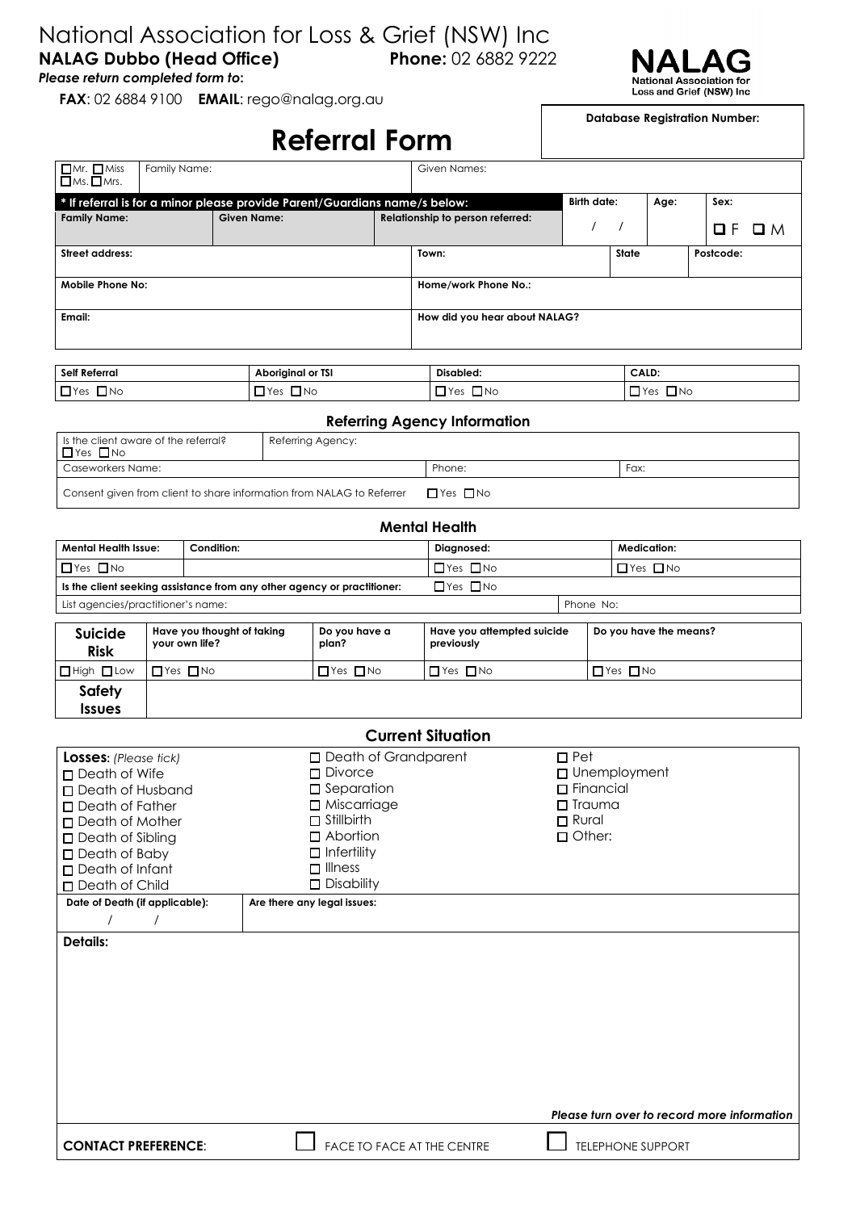# National Association for Loss & Grief (NSW) Inc

**NALAG Dubbo (Head Office)** **Phone:** 02 6882 9222

*Please return completed form to:*

**FAX**: 02 6884 9100 **EMAIL**: rego@nalag.org.au

NALAG
National Association for Loss and Grief (NSW) Inc

**Database Registration Number:**

# Referral Form

| ☐Mr. ☐Miss ☐Ms. ☐Mrs. | Family Name: | | Given Names: | | | |
|---|---|---|---|---|---|---|
| **\* If referral is for a minor please provide Parent/Guardians name/s below:** | | | | **Birth date:** | **Age:** | **Sex:** |
| **Family Name:** | **Given Name:** | **Relationship to person referred:** | | / / | | ☐ F ☐ M |
| **Street address:** | | | **Town:** | **State** | | **Postcode:** |
| **Mobile Phone No:** | | | **Home/work Phone No.:** | | | |
| **Email:** | | | **How did you hear about NALAG?** | | | |

| **Self Referral** | **Aboriginal or TSI** | **Disabled:** | **CALD:** |
|---|---|---|---|
| ☐Yes ☐No | ☐Yes ☐No | ☐Yes ☐No | ☐Yes ☐No |

## Referring Agency Information

| Is the client aware of the referral? ☐Yes ☐No | Referring Agency: | | |
|---|---|---|---|
| Caseworkers Name: | | Phone: | Fax: |
| Consent given from client to share information from NALAG to Referrer ☐Yes ☐No | | | |

## Mental Health

| **Mental Health Issue:** | **Condition:** | **Diagnosed:** | **Medication:** |
|---|---|---|---|
| ☐Yes ☐No | | ☐Yes ☐No | ☐Yes ☐No |
| **Is the client seeking assistance from any other agency or practitioner:** | | ☐Yes ☐No | |
| List agencies/practitioner's name: | | | Phone No: |

| **Suicide Risk** | **Have you thought of taking your own life?** | **Do you have a plan?** | **Have you attempted suicide previously** | **Do you have the means?** |
|---|---|---|---|---|
| ☐High ☐Low | ☐Yes ☐No | ☐Yes ☐No | ☐Yes ☐No | ☐Yes ☐No |
| **Safety Issues** | | | | |

## Current Situation

**Losses**: *(Please tick)*

- ☐ Death of Wife
- ☐ Death of Husband
- ☐ Death of Father
- ☐ Death of Mother
- ☐ Death of Sibling
- ☐ Death of Baby
- ☐ Death of Infant
- ☐ Death of Child
- ☐ Death of Grandparent
- ☐ Divorce
- ☐ Separation
- ☐ Miscarriage
- ☐ Stillbirth
- ☐ Abortion
- ☐ Infertility
- ☐ Illness
- ☐ Disability
- ☐ Pet
- ☐ Unemployment
- ☐ Financial
- ☐ Trauma
- ☐ Rural
- ☐ Other:

| **Date of Death (if applicable):** | **Are there any legal issues:** |
|---|---|
| / / | |

**Details:**

*Please turn over to record more information*

**CONTACT PREFERENCE**: ☐ FACE TO FACE AT THE CENTRE ☐ TELEPHONE SUPPORT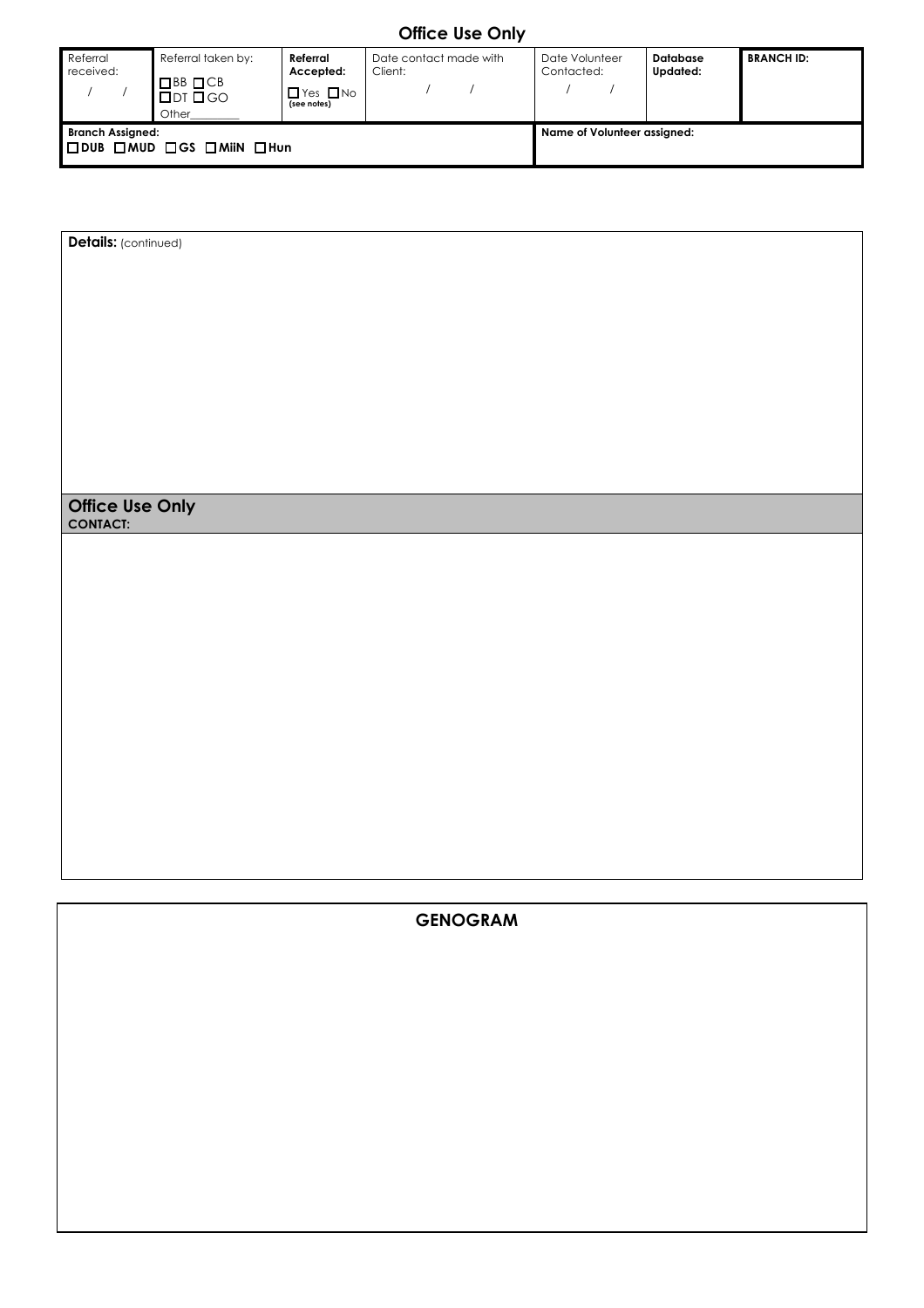## Office Use Only

| Referral received: | Referral taken by: | Referral Accepted: | Date contact made with Client: | Date Volunteer Contacted: | Database Updated: | BRANCH ID: |
|---|---|---|---|---|---|---|
| / / | ☐BB ☐CB ☐DT ☐GO Other________ | ☐Yes ☐No (see notes) | / / | / / | | |
| **Branch Assigned:** ☐DUB ☐MUD ☐GS ☐MiiN ☐Hun | | | | **Name of Volunteer assigned:** | | |

**Details:** (continued)

## Office Use Only

**CONTACT:**

## GENOGRAM